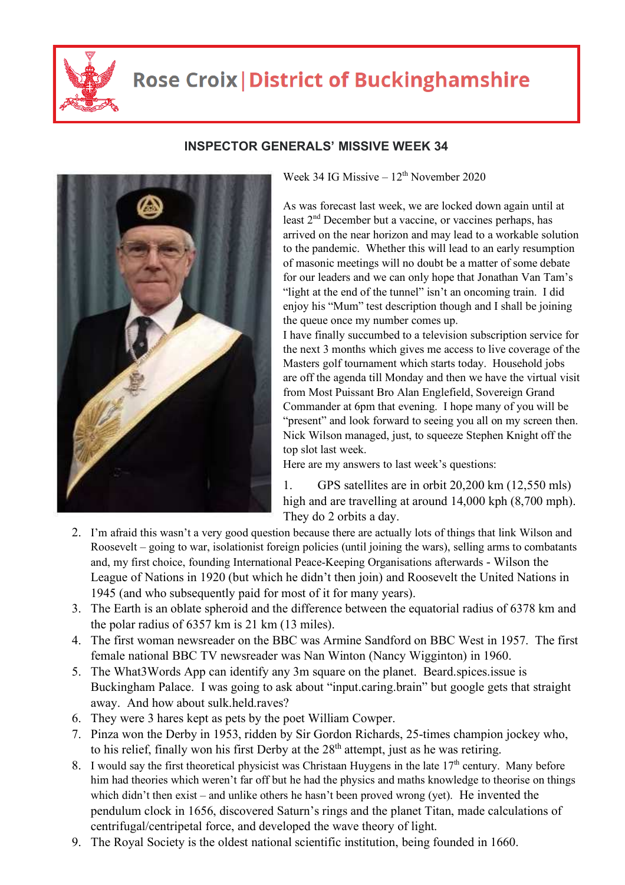# Rose Croix | District of Buckinghamshire

## INSPECTOR GENERALS' MISSIVE WEEK 34

Week 34 IG Missive – 12th November 2020

As was forecast last week, we are locked down again until at least 2nd December but a vaccine, or vaccines perhaps, has arrived on the near horizon and may lead to a workable solution to the pandemic. Whether this will lead to an early resumption of masonic meetings will no doubt be a matter of some debate for our leaders and we can only hope that Jonathan Van Tam's "light at the end of the tunnel" isn't an oncoming train. I did enjoy his "Mum" test description though and I shall be joining the queue once my number comes up.

I have finally succumbed to a television subscription service for the next 3 months which gives me access to live coverage of the Masters golf tournament which starts today. Household jobs are off the agenda till Monday and then we have the virtual visit from Most Puissant Bro Alan Englefield, Sovereign Grand Commander at 6pm that evening. I hope many of you will be "present" and look forward to seeing you all on my screen then.

Nick Wilson managed, just, to squeeze Stephen Knight off the top slot last week.

Here are my answers to last week's questions:

1. GPS satellites are in orbit 20,200 km (12,550 mls) high and are travelling at around 14,000 kph (8,700 mph). They do 2 orbits a day.
2. I'm afraid this wasn't a very good question because there are actually lots of things that link Wilson and Roosevelt – going to war, isolationist foreign policies (until joining the wars), selling arms to combatants and, my first choice, founding International Peace-Keeping Organisations afterwards - Wilson the League of Nations in 1920 (but which he didn't then join) and Roosevelt the United Nations in 1945 (and who subsequently paid for most of it for many years).
3. The Earth is an oblate spheroid and the difference between the equatorial radius of 6378 km and the polar radius of 6357 km is 21 km (13 miles).
4. The first woman newsreader on the BBC was Armine Sandford on BBC West in 1957. The first female national BBC TV newsreader was Nan Winton (Nancy Wigginton) in 1960.
5. The What3Words App can identify any 3m square on the planet. Beard.spices.issue is Buckingham Palace. I was going to ask about "input.caring.brain" but google gets that straight away. And how about sulk.held.raves?
6. They were 3 hares kept as pets by the poet William Cowper.
7. Pinza won the Derby in 1953, ridden by Sir Gordon Richards, 25-times champion jockey who, to his relief, finally won his first Derby at the 28th attempt, just as he was retiring.
8. I would say the first theoretical physicist was Christaan Huygens in the late 17th century. Many before him had theories which weren't far off but he had the physics and maths knowledge to theorise on things which didn't then exist – and unlike others he hasn't been proved wrong (yet). He invented the pendulum clock in 1656, discovered Saturn's rings and the planet Titan, made calculations of centrifugal/centripetal force, and developed the wave theory of light.
9. The Royal Society is the oldest national scientific institution, being founded in 1660.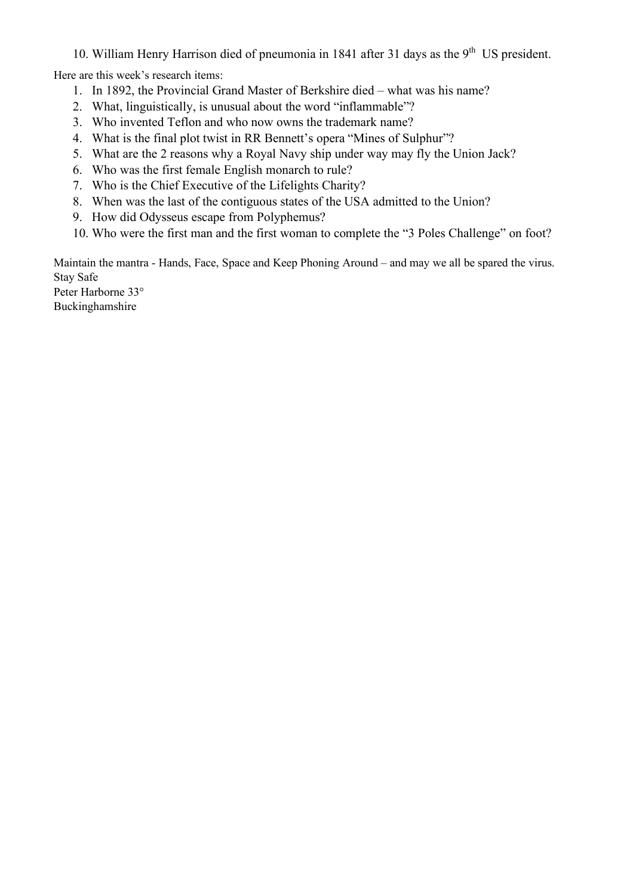10. William Henry Harrison died of pneumonia in 1841 after 31 days as the 9th US president.

Here are this week's research items:

1. In 1892, the Provincial Grand Master of Berkshire died – what was his name?
2. What, linguistically, is unusual about the word "inflammable"?
3. Who invented Teflon and who now owns the trademark name?
4. What is the final plot twist in RR Bennett's opera "Mines of Sulphur"?
5. What are the 2 reasons why a Royal Navy ship under way may fly the Union Jack?
6. Who was the first female English monarch to rule?
7. Who is the Chief Executive of the Lifelights Charity?
8. When was the last of the contiguous states of the USA admitted to the Union?
9. How did Odysseus escape from Polyphemus?
10. Who were the first man and the first woman to complete the "3 Poles Challenge" on foot?

Maintain the mantra - Hands, Face, Space and Keep Phoning Around – and may we all be spared the virus.
Stay Safe
Peter Harborne 33°
Buckinghamshire